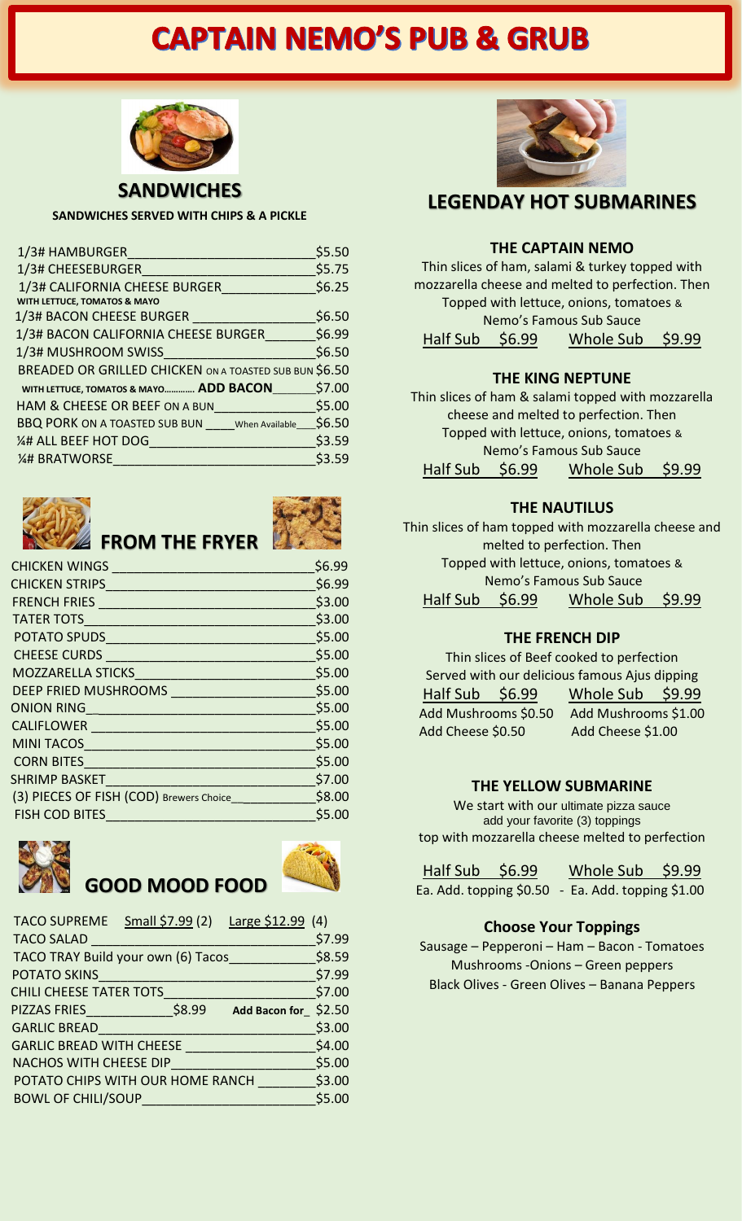# CAPTAIN NEMO'S PUB & GRUB

## SANDWICHES

**SANDWICHES SERVED WITH CHIPS & A PICKLE**

| Item | Price |
|---|---|
| 1/3# HAMBURGER | $5.50 |
| 1/3# CHEESEBURGER | $5.75 |
| 1/3# CALIFORNIA CHEESE BURGER WITH LETTUCE, TOMATOS & MAYO | $6.25 |
| 1/3# BACON CHEESE BURGER | $6.50 |
| 1/3# BACON CALIFORNIA CHEESE BURGER | $6.99 |
| 1/3# MUSHROOM SWISS | $6.50 |
| BREADED OR GRILLED CHICKEN ON A TOASTED SUB BUN | $6.50 |
| WITH LETTUCE, TOMATOS & MAYO............ **ADD BACON** | $7.00 |
| HAM & CHEESE OR BEEF ON A BUN | $5.00 |
| BBQ PORK ON A TOASTED SUB BUN When Available | $6.50 |
| ¼# ALL BEEF HOT DOG | $3.59 |
| ¼# BRATWORSE | $3.59 |

## FROM THE FRYER

| Item | Price |
|---|---|
| CHICKEN WINGS | $6.99 |
| CHICKEN STRIPS | $6.99 |
| FRENCH FRIES | $3.00 |
| TATER TOTS | $3.00 |
| POTATO SPUDS | $5.00 |
| CHEESE CURDS | $5.00 |
| MOZZARELLA STICKS | $5.00 |
| DEEP FRIED MUSHROOMS | $5.00 |
| ONION RING | $5.00 |
| CALIFLOWER | $5.00 |
| MINI TACOS | $5.00 |
| CORN BITES | $5.00 |
| SHRIMP BASKET | $7.00 |
| (3) PIECES OF FISH (COD) Brewers Choice | $8.00 |
| FISH COD BITES | $5.00 |

## GOOD MOOD FOOD

| Item | Price |
|---|---|
| TACO SUPREME | Small $7.99 (2) Large $12.99 (4) |
| TACO SALAD | $7.99 |
| TACO TRAY Build your own (6) Tacos | $8.59 |
| POTATO SKINS | $7.99 |
| CHILI CHEESE TATER TOTS | $7.00 |
| PIZZAS FRIES $8.99 | **Add Bacon for** $2.50 |
| GARLIC BREAD | $3.00 |
| GARLIC BREAD WITH CHEESE | $4.00 |
| NACHOS WITH CHEESE DIP | $5.00 |
| POTATO CHIPS WITH OUR HOME RANCH | $3.00 |
| BOWL OF CHILI/SOUP | $5.00 |

## LEGENDAY HOT SUBMARINES

### THE CAPTAIN NEMO

Thin slices of ham, salami & turkey topped with mozzarella cheese and melted to perfection. Then Topped with lettuce, onions, tomatoes & Nemo's Famous Sub Sauce

Half Sub $6.99 Whole Sub $9.99

### THE KING NEPTUNE

Thin slices of ham & salami topped with mozzarella cheese and melted to perfection. Then Topped with lettuce, onions, tomatoes & Nemo's Famous Sub Sauce

Half Sub $6.99 Whole Sub $9.99

### THE NAUTILUS

Thin slices of ham topped with mozzarella cheese and melted to perfection. Then Topped with lettuce, onions, tomatoes & Nemo's Famous Sub Sauce

Half Sub $6.99 Whole Sub $9.99

### THE FRENCH DIP

Thin slices of Beef cooked to perfection
Served with our delicious famous Ajus dipping

| Half Sub $6.99 | Whole Sub $9.99 |
|---|---|
| Add Mushrooms $0.50 | Add Mushrooms $1.00 |
| Add Cheese $0.50 | Add Cheese $1.00 |

### THE YELLOW SUBMARINE

We start with our ultimate pizza sauce add your favorite (3) toppings top with mozzarella cheese melted to perfection

Half Sub $6.99 Whole Sub $9.99
Ea. Add. topping $0.50 - Ea. Add. topping $1.00

### Choose Your Toppings

Sausage – Pepperoni – Ham – Bacon - Tomatoes
Mushrooms -Onions – Green peppers
Black Olives - Green Olives – Banana Peppers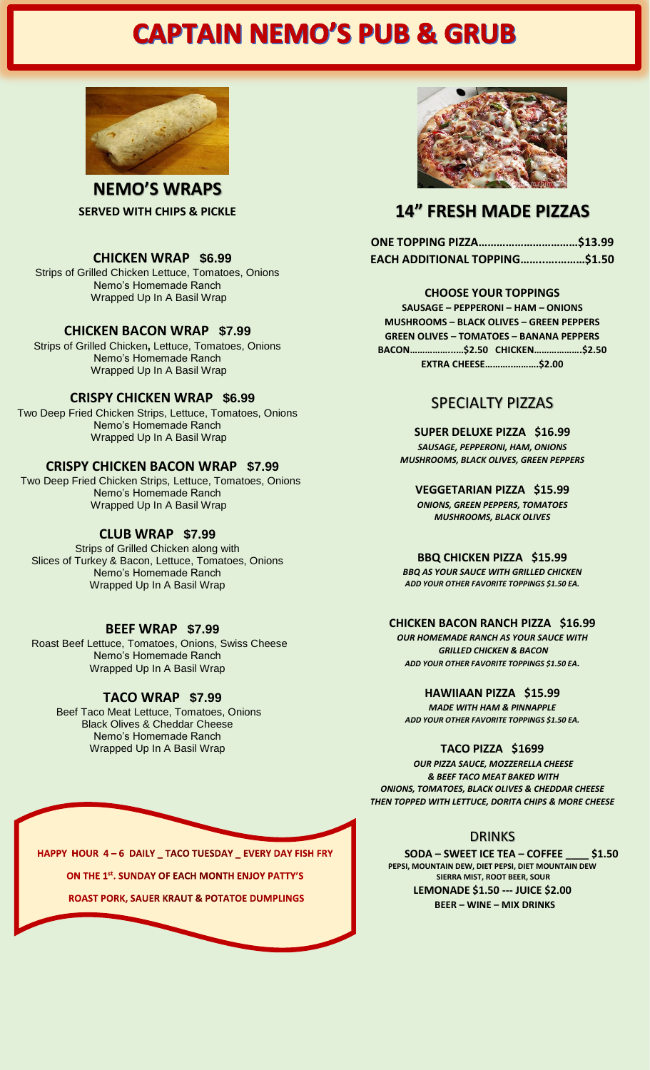# CAPTAIN NEMO'S PUB & GRUB

## NEMO'S WRAPS

**SERVED WITH CHIPS & PICKLE**

### CHICKEN WRAP $6.99

Strips of Grilled Chicken Lettuce, Tomatoes, Onions
Nemo's Homemade Ranch
Wrapped Up In A Basil Wrap

### CHICKEN BACON WRAP $7.99

Strips of Grilled Chicken, Lettuce, Tomatoes, Onions
Nemo's Homemade Ranch
Wrapped Up In A Basil Wrap

### CRISPY CHICKEN WRAP $6.99

Two Deep Fried Chicken Strips, Lettuce, Tomatoes, Onions
Nemo's Homemade Ranch
Wrapped Up In A Basil Wrap

### CRISPY CHICKEN BACON WRAP $7.99

Two Deep Fried Chicken Strips, Lettuce, Tomatoes, Onions
Nemo's Homemade Ranch
Wrapped Up In A Basil Wrap

### CLUB WRAP $7.99

Strips of Grilled Chicken along with
Slices of Turkey & Bacon, Lettuce, Tomatoes, Onions
Nemo's Homemade Ranch
Wrapped Up In A Basil Wrap

### BEEF WRAP $7.99

Roast Beef Lettuce, Tomatoes, Onions, Swiss Cheese
Nemo's Homemade Ranch
Wrapped Up In A Basil Wrap

### TACO WRAP $7.99

Beef Taco Meat Lettuce, Tomatoes, Onions
Black Olives & Cheddar Cheese
Nemo's Homemade Ranch
Wrapped Up In A Basil Wrap

**HAPPY HOUR 4 – 6 DAILY _ TACO TUESDAY _ EVERY DAY FISH FRY**

**ON THE 1st. SUNDAY OF EACH MONTH ENJOY PATTY'S**

**ROAST PORK, SAUER KRAUT & POTATOE DUMPLINGS**

## 14" FRESH MADE PIZZAS

**ONE TOPPING PIZZA……………………………$13.99**
**EACH ADDITIONAL TOPPING……..…………$1.50**

### CHOOSE YOUR TOPPINGS

**SAUSAGE – PEPPERONI – HAM – ONIONS**
**MUSHROOMS – BLACK OLIVES – GREEN PEPPERS**
**GREEN OLIVES – TOMATOES – BANANA PEPPERS**
**BACON………………....$2.50 CHICKEN………………$2.50**
**EXTRA CHEESE…………………$2.00**

## SPECIALTY PIZZAS

### SUPER DELUXE PIZZA $16.99

*SAUSAGE, PEPPERONI, HAM, ONIONS*
*MUSHROOMS, BLACK OLIVES, GREEN PEPPERS*

### VEGGETARIAN PIZZA $15.99

*ONIONS, GREEN PEPPERS, TOMATOES*
*MUSHROOMS, BLACK OLIVES*

### BBQ CHICKEN PIZZA $15.99

*BBQ AS YOUR SAUCE WITH GRILLED CHICKEN*
*ADD YOUR OTHER FAVORITE TOPPINGS $1.50 EA.*

### CHICKEN BACON RANCH PIZZA $16.99

*OUR HOMEMADE RANCH AS YOUR SAUCE WITH*
*GRILLED CHICKEN & BACON*
*ADD YOUR OTHER FAVORITE TOPPINGS $1.50 EA.*

### HAWIIAAN PIZZA $15.99

*MADE WITH HAM & PINNAPPLE*
*ADD YOUR OTHER FAVORITE TOPPINGS $1.50 EA.*

### TACO PIZZA $1699

*OUR PIZZA SAUCE, MOZZERELLA CHEESE*
*& BEEF TACO MEAT BAKED WITH*
*ONIONS, TOMATOES, BLACK OLIVES & CHEDDAR CHEESE*
*THEN TOPPED WITH LETTUCE, DORITA CHIPS & MORE CHEESE*

## DRINKS

**SODA – SWEET ICE TEA – COFFEE ____ $1.50**
**PEPSI, MOUNTAIN DEW, DIET PEPSI, DIET MOUNTAIN DEW**
**SIERRA MIST, ROOT BEER, SOUR**
**LEMONADE $1.50 --- JUICE $2.00**
**BEER – WINE – MIX DRINKS**